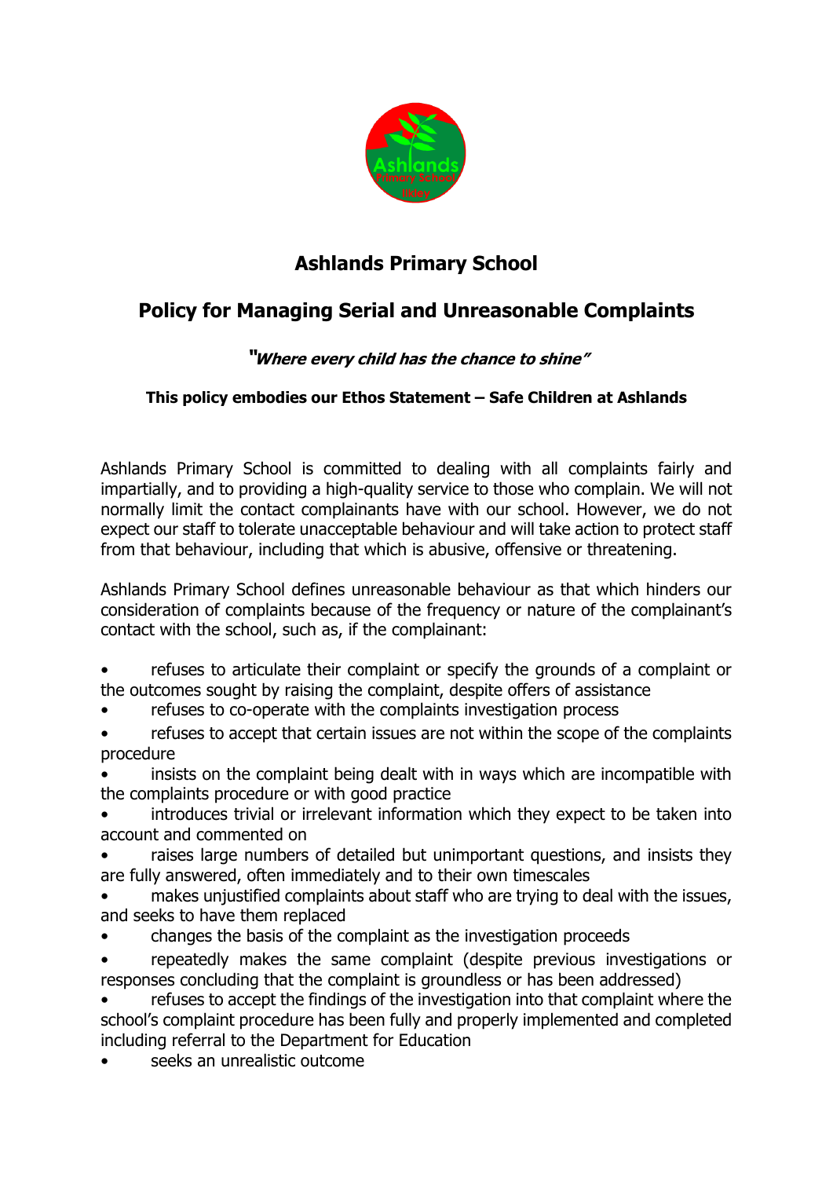# Ashlands Primary School

## Policy for Managing Serial and Unreasonable Complaints

***"Where every child has the chance to shine"***

**This policy embodies our Ethos Statement – Safe Children at Ashlands**

Ashlands Primary School is committed to dealing with all complaints fairly and impartially, and to providing a high-quality service to those who complain. We will not normally limit the contact complainants have with our school. However, we do not expect our staff to tolerate unacceptable behaviour and will take action to protect staff from that behaviour, including that which is abusive, offensive or threatening.

Ashlands Primary School defines unreasonable behaviour as that which hinders our consideration of complaints because of the frequency or nature of the complainant's contact with the school, such as, if the complainant:

- refuses to articulate their complaint or specify the grounds of a complaint or the outcomes sought by raising the complaint, despite offers of assistance
- refuses to co-operate with the complaints investigation process
- refuses to accept that certain issues are not within the scope of the complaints procedure
- insists on the complaint being dealt with in ways which are incompatible with the complaints procedure or with good practice
- introduces trivial or irrelevant information which they expect to be taken into account and commented on
- raises large numbers of detailed but unimportant questions, and insists they are fully answered, often immediately and to their own timescales
- makes unjustified complaints about staff who are trying to deal with the issues, and seeks to have them replaced
- changes the basis of the complaint as the investigation proceeds
- repeatedly makes the same complaint (despite previous investigations or responses concluding that the complaint is groundless or has been addressed)
- refuses to accept the findings of the investigation into that complaint where the school's complaint procedure has been fully and properly implemented and completed including referral to the Department for Education
- seeks an unrealistic outcome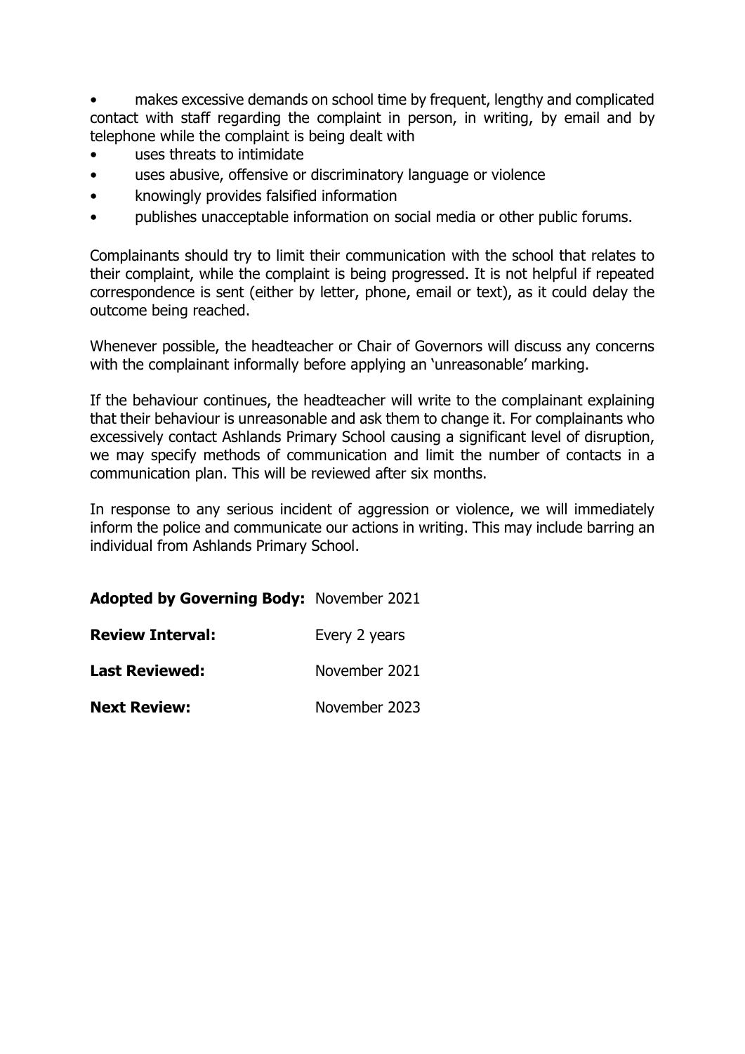- makes excessive demands on school time by frequent, lengthy and complicated contact with staff regarding the complaint in person, in writing, by email and by telephone while the complaint is being dealt with
- uses threats to intimidate
- uses abusive, offensive or discriminatory language or violence
- knowingly provides falsified information
- publishes unacceptable information on social media or other public forums.

Complainants should try to limit their communication with the school that relates to their complaint, while the complaint is being progressed. It is not helpful if repeated correspondence is sent (either by letter, phone, email or text), as it could delay the outcome being reached.

Whenever possible, the headteacher or Chair of Governors will discuss any concerns with the complainant informally before applying an 'unreasonable' marking.

If the behaviour continues, the headteacher will write to the complainant explaining that their behaviour is unreasonable and ask them to change it. For complainants who excessively contact Ashlands Primary School causing a significant level of disruption, we may specify methods of communication and limit the number of contacts in a communication plan. This will be reviewed after six months.

In response to any serious incident of aggression or violence, we will immediately inform the police and communicate our actions in writing. This may include barring an individual from Ashlands Primary School.

**Adopted by Governing Body:** November 2021

**Review Interval:** Every 2 years

**Last Reviewed:** November 2021

**Next Review:** November 2023